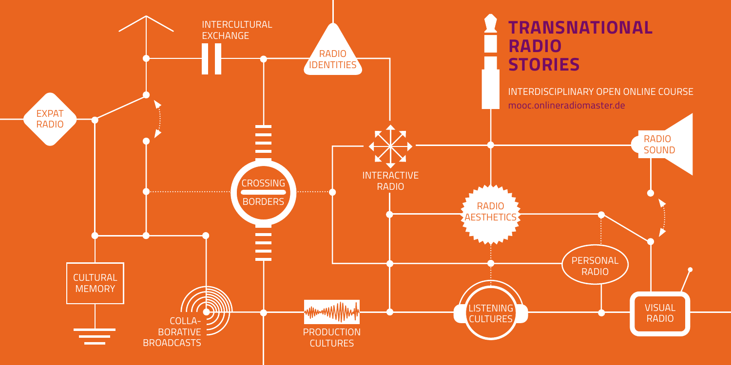# TRANSNATIONAL RADIO STORIES

INTERDISCIPLINARY OPEN ONLINE COURSE

mooc.onlineradiomaster.de

- INTERCULTURAL EXCHANGE
- RADIO IDENTITIES
- EXPAT RADIO
- CROSSING BORDERS
- INTERACTIVE RADIO
- RADIO SOUND
- RADIO AESTHETICS
- PERSONAL RADIO
- CULTURAL MEMORY
- COLLA-BORATIVE BROADCASTS
- PRODUCTION CULTURES
- LISTENING CULTURES
- VISUAL RADIO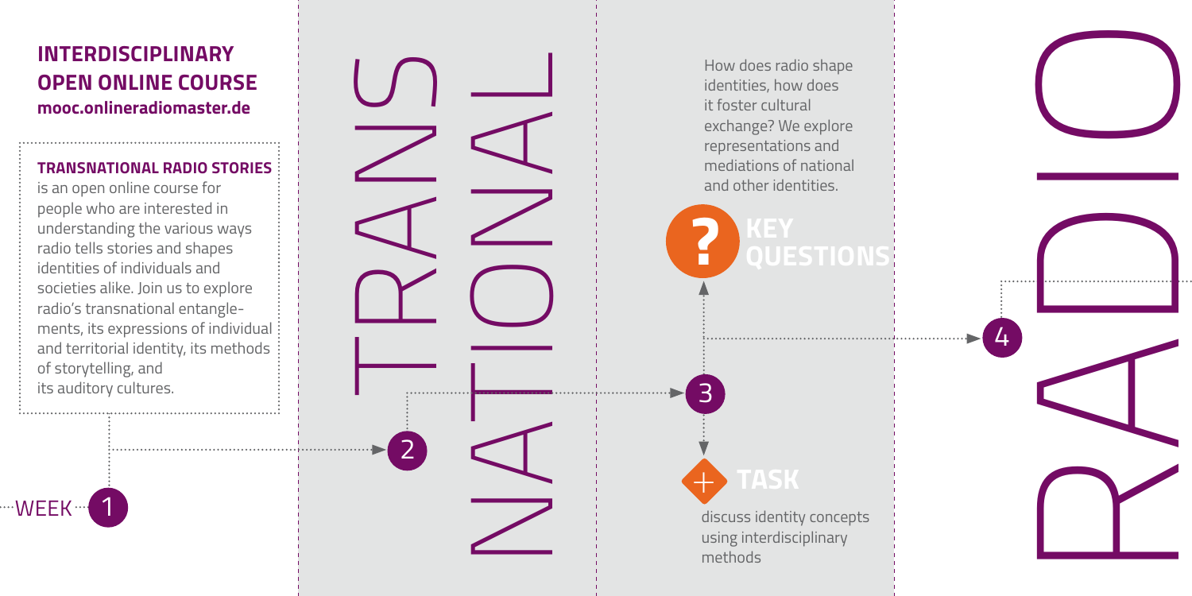# INTERDISCIPLINARY OPEN ONLINE COURSE

**mooc.onlineradiomaster.de**

**TRANSNATIONAL RADIO STORIES** is an open online course for people who are interested in understanding the various ways radio tells stories and shapes identities of individuals and societies alike. Join us to explore radio's transnational entanglements, its expressions of individual and territorial identity, its methods of storytelling, and its auditory cultures.

WEEK 1

2

TRANS NATIONAL

3

How does radio shape identities, how does it foster cultural exchange? We explore representations and mediations of national and other identities.

**KEY QUESTIONS**

**TASK**

discuss identity concepts using interdisciplinary methods

4

RADIO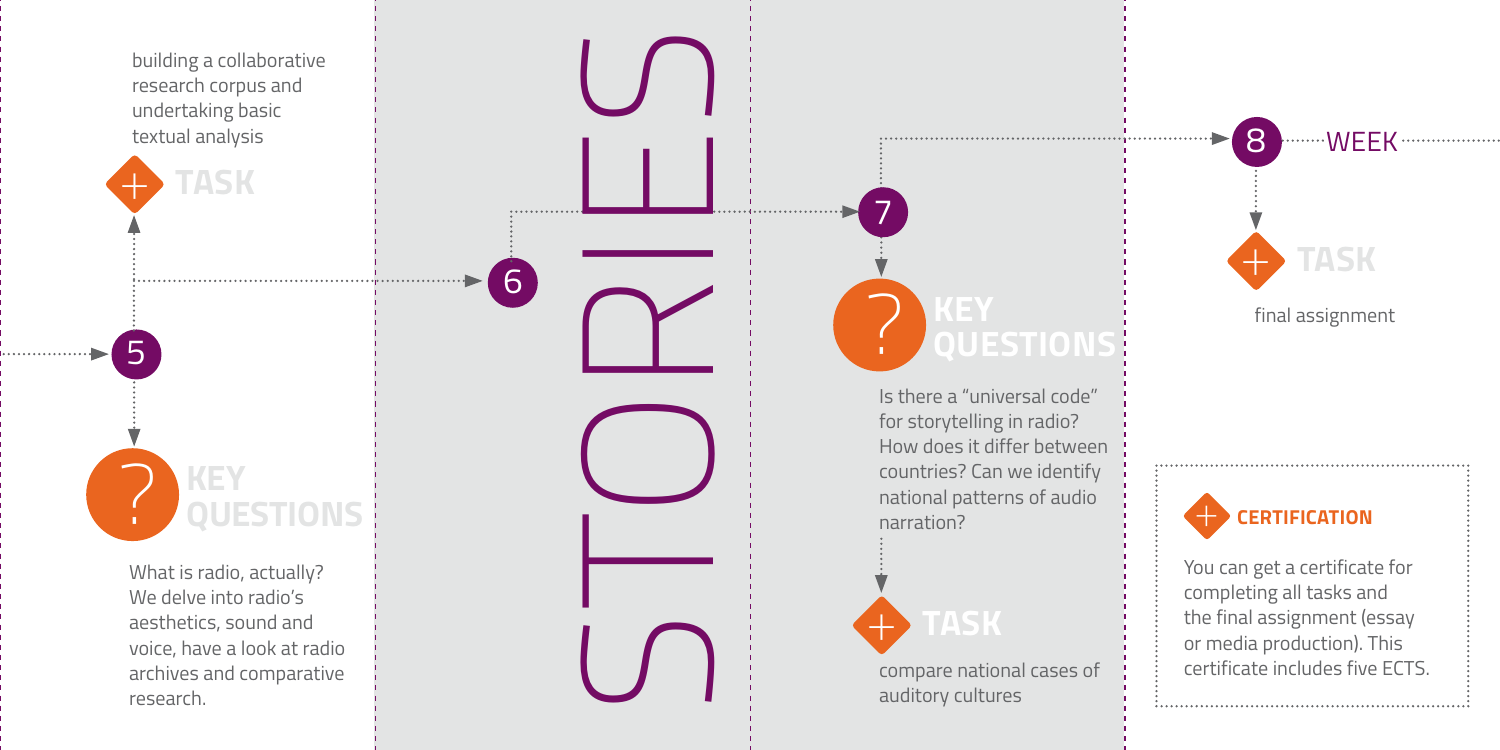## 5

### TASK

building a collaborative research corpus and undertaking basic textual analysis

### KEY QUESTIONS

What is radio, actually? We delve into radio's aesthetics, sound and voice, have a look at radio archives and comparative research.

## 6

# STORIES

## 7

### KEY QUESTIONS

Is there a "universal code" for storytelling in radio? How does it differ between countries? Can we identify national patterns of audio narration?

### TASK

compare national cases of auditory cultures

## 8 WEEK

### TASK

final assignment

### CERTIFICATION

You can get a certificate for completing all tasks and the final assignment (essay or media production). This certificate includes five ECTS.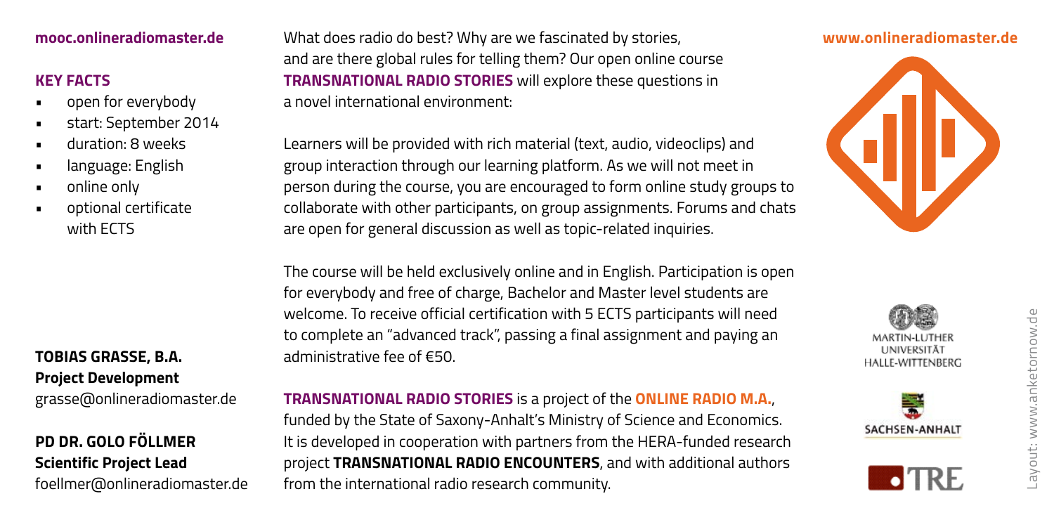**mooc.onlineradiomaster.de**

## KEY FACTS

- open for everybody
- start: September 2014
- duration: 8 weeks
- language: English
- online only
- optional certificate with ECTS

**TOBIAS GRASSE, B.A.**
**Project Development**
grasse@onlineradiomaster.de

**PD DR. GOLO FÖLLMER**
**Scientific Project Lead**
foellmer@onlineradiomaster.de

What does radio do best? Why are we fascinated by stories, and are there global rules for telling them? Our open online course **TRANSNATIONAL RADIO STORIES** will explore these questions in a novel international environment:

Learners will be provided with rich material (text, audio, videoclips) and group interaction through our learning platform. As we will not meet in person during the course, you are encouraged to form online study groups to collaborate with other participants, on group assignments. Forums and chats are open for general discussion as well as topic-related inquiries.

The course will be held exclusively online and in English. Participation is open for everybody and free of charge, Bachelor and Master level students are welcome. To receive official certification with 5 ECTS participants will need to complete an "advanced track", passing a final assignment and paying an administrative fee of €50.

**TRANSNATIONAL RADIO STORIES** is a project of the **ONLINE RADIO M.A.**, funded by the State of Saxony-Anhalt's Ministry of Science and Economics. It is developed in cooperation with partners from the HERA-funded research project **TRANSNATIONAL RADIO ENCOUNTERS**, and with additional authors from the international radio research community.

**www.onlineradiomaster.de**

MARTIN-LUTHER UNIVERSITÄT HALLE-WITTENBERG

SACHSEN-ANHALT

TRE

Layout: www.anketornow.de